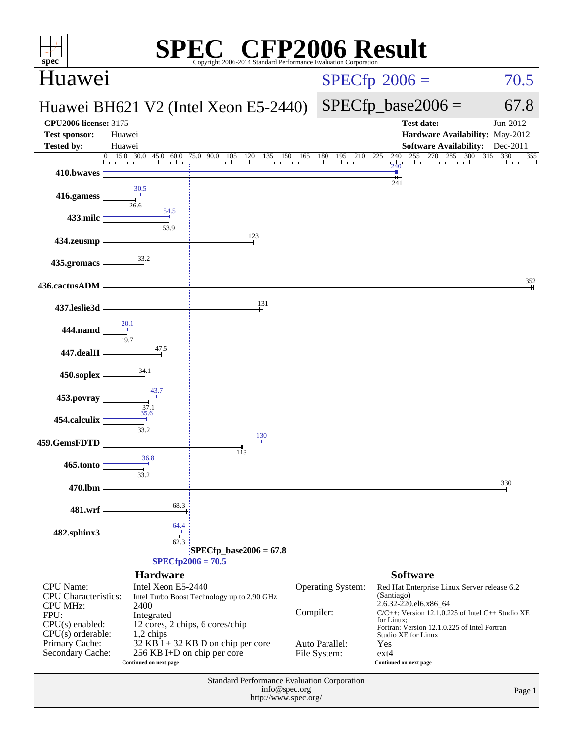# SPEC CFP2006 Result

Copyright 2006-2014 Standard Performance Evaluation Corporation

## Huawei

**Huawei BH621 V2 (Intel Xeon E5-2440)**

SPECfp 2006 = 70.5

SPECfp_base2006 = 67.8

| | | | |
|---|---|---|---|
| **CPU2006 license:** 3175 | | **Test date:** | Jun-2012 |
| **Test sponsor:** | Huawei | **Hardware Availability:** | May-2012 |
| **Tested by:** | Huawei | **Software Availability:** | Dec-2011 |

| Benchmark | Peak | Base |
|---|---|---|
| 410.bwaves | 240 | 241 |
| 416.gamess | 30.5 | 26.6 |
| 433.milc | 54.5 | 53.9 |
| 434.zeusmp | | 123 |
| 435.gromacs | | 33.2 |
| 436.cactusADM | | 352 |
| 437.leslie3d | | 131 |
| 444.namd | 20.1 | 19.7 |
| 447.dealII | | 47.5 |
| 450.soplex | | 34.1 |
| 453.povray | 43.7 | 37.1 |
| 454.calculix | 35.6 | 33.2 |
| 459.GemsFDTD | 130 | 113 |
| 465.tonto | 36.8 | 33.2 |
| 470.lbm | | 330 |
| 481.wrf | | 68.3 |
| 482.sphinx3 | 64.4 | 62.3 |

SPECfp_base2006 = 67.8

SPECfp2006 = 70.5

## Hardware

| | |
|---|---|
| CPU Name: | Intel Xeon E5-2440 |
| CPU Characteristics: | Intel Turbo Boost Technology up to 2.90 GHz |
| CPU MHz: | 2400 |
| FPU: | Integrated |
| CPU(s) enabled: | 12 cores, 2 chips, 6 cores/chip |
| CPU(s) orderable: | 1,2 chips |
| Primary Cache: | 32 KB I + 32 KB D on chip per core |
| Secondary Cache: | 256 KB I+D on chip per core |

Continued on next page

## Software

| | |
|---|---|
| Operating System: | Red Hat Enterprise Linux Server release 6.2 (Santiago) 2.6.32-220.el6.x86_64 |
| Compiler: | C/C++: Version 12.1.0.225 of Intel C++ Studio XE for Linux; Fortran: Version 12.1.0.225 of Intel Fortran Studio XE for Linux |
| Auto Parallel: | Yes |
| File System: | ext4 |

Continued on next page

Standard Performance Evaluation Corporation
info@spec.org
http://www.spec.org/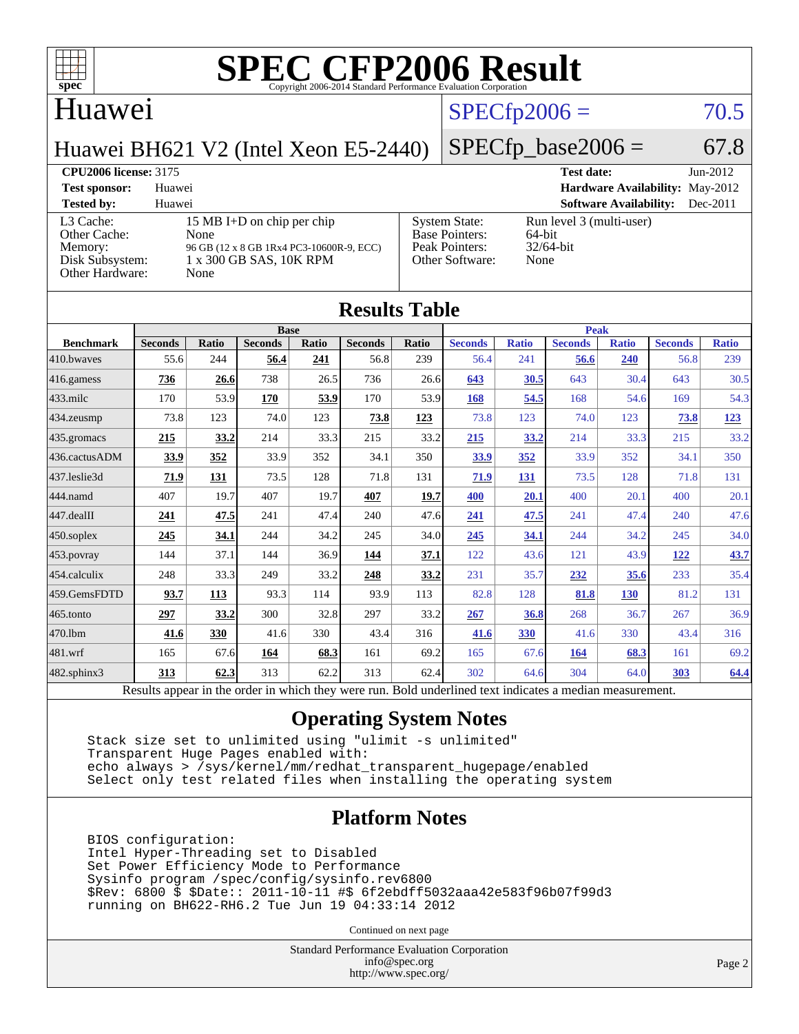# SPEC CFP2006 Result

Copyright 2006-2014 Standard Performance Evaluation Corporation

## Huawei

**Huawei BH621 V2 (Intel Xeon E5-2440)**

SPECfp2006 = 70.5

SPECfp_base2006 = 67.8

| | | | |
|---|---|---|---|
| **CPU2006 license:** 3175 | | **Test date:** | Jun-2012 |
| **Test sponsor:** | Huawei | **Hardware Availability:** | May-2012 |
| **Tested by:** | Huawei | **Software Availability:** | Dec-2011 |

| | | | |
|---|---|---|---|
| L3 Cache: | 15 MB I+D on chip per chip | System State: | Run level 3 (multi-user) |
| Other Cache: | None | Base Pointers: | 64-bit |
| Memory: | 96 GB (12 x 8 GB 1Rx4 PC3-10600R-9, ECC) | Peak Pointers: | 32/64-bit |
| Disk Subsystem: | 1 x 300 GB SAS, 10K RPM | Other Software: | None |
| Other Hardware: | None | | |

## Results Table

| | Base | | | | | | Peak | | | | | |
|---|---|---|---|---|---|---|---|---|---|---|---|---|
| **Benchmark** | **Seconds** | **Ratio** | **Seconds** | **Ratio** | **Seconds** | **Ratio** | **Seconds** | **Ratio** | **Seconds** | **Ratio** | **Seconds** | **Ratio** |
| 410.bwaves | 55.6 | 244 | **56.4** | **241** | 56.8 | 239 | 56.4 | 241 | **56.6** | **240** | 56.8 | 239 |
| 416.gamess | **736** | **26.6** | 738 | 26.5 | 736 | 26.6 | **643** | **30.5** | 643 | 30.4 | 643 | 30.5 |
| 433.milc | 170 | 53.9 | **170** | **53.9** | 170 | 53.9 | **168** | **54.5** | 168 | 54.6 | 169 | 54.3 |
| 434.zeusmp | 73.8 | 123 | 74.0 | 123 | **73.8** | **123** | 73.8 | 123 | 74.0 | 123 | **73.8** | **123** |
| 435.gromacs | **215** | **33.2** | 214 | 33.3 | 215 | 33.2 | **215** | **33.2** | 214 | 33.3 | 215 | 33.2 |
| 436.cactusADM | **33.9** | **352** | 33.9 | 352 | 34.1 | 350 | **33.9** | **352** | 33.9 | 352 | 34.1 | 350 |
| 437.leslie3d | **71.9** | **131** | 73.5 | 128 | 71.8 | 131 | **71.9** | **131** | 73.5 | 128 | 71.8 | 131 |
| 444.namd | 407 | 19.7 | 407 | 19.7 | **407** | **19.7** | **400** | **20.1** | 400 | 20.1 | 400 | 20.1 |
| 447.dealII | **241** | **47.5** | 241 | 47.4 | 240 | 47.6 | **241** | **47.5** | 241 | 47.4 | 240 | 47.6 |
| 450.soplex | **245** | **34.1** | 244 | 34.2 | 245 | 34.0 | **245** | **34.1** | 244 | 34.2 | 245 | 34.0 |
| 453.povray | 144 | 37.1 | 144 | 36.9 | **144** | **37.1** | 122 | 43.6 | 121 | 43.9 | **122** | **43.7** |
| 454.calculix | 248 | 33.3 | 249 | 33.2 | **248** | **33.2** | 231 | 35.7 | **232** | **35.6** | 233 | 35.4 |
| 459.GemsFDTD | **93.7** | **113** | 93.3 | 114 | 93.9 | 113 | 82.8 | 128 | **81.8** | **130** | 81.2 | 131 |
| 465.tonto | **297** | **33.2** | 300 | 32.8 | 297 | 33.2 | **267** | **36.8** | 268 | 36.7 | 267 | 36.9 |
| 470.lbm | **41.6** | **330** | 41.6 | 330 | 43.4 | 316 | **41.6** | **330** | 41.6 | 330 | 43.4 | 316 |
| 481.wrf | 165 | 67.6 | **164** | **68.3** | 161 | 69.2 | 165 | 67.6 | **164** | **68.3** | 161 | 69.2 |
| 482.sphinx3 | **313** | **62.3** | 313 | 62.2 | 313 | 62.4 | 302 | 64.6 | 304 | 64.0 | **303** | **64.4** |

Results appear in the order in which they were run. Bold underlined text indicates a median measurement.

## Operating System Notes

```
Stack size set to unlimited using "ulimit -s unlimited"
Transparent Huge Pages enabled with:
echo always > /sys/kernel/mm/redhat_transparent_hugepage/enabled
Select only test related files when installing the operating system
```

## Platform Notes

```
BIOS configuration:
Intel Hyper-Threading set to Disabled
Set Power Efficiency Mode to Performance
Sysinfo program /spec/config/sysinfo.rev6800
$Rev: 6800 $ $Date:: 2011-10-11 #$ 6f2ebdff5032aaa42e583f96b07f99d3
running on BH622-RH6.2 Tue Jun 19 04:33:14 2012
```

Continued on next page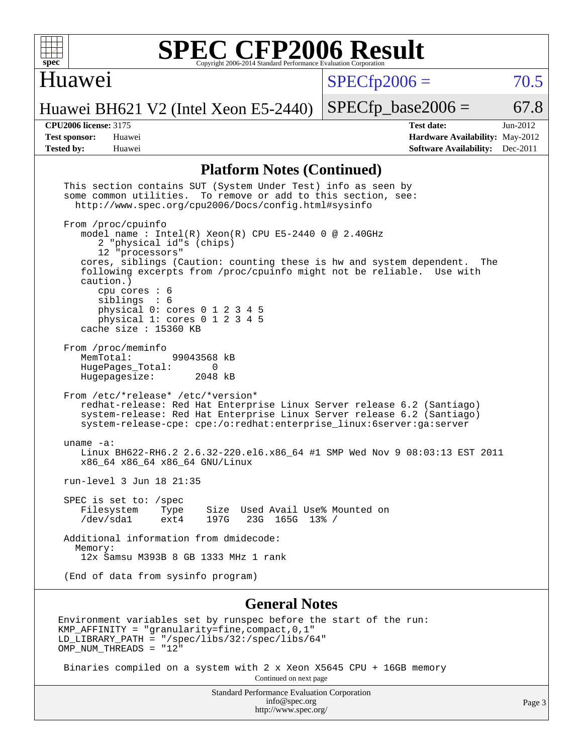# SPEC CFP2006 Result

Copyright 2006-2014 Standard Performance Evaluation Corporation

## Huawei

Huawei BH621 V2 (Intel Xeon E5-2440)

SPECfp2006 = 70.5

SPECfp_base2006 = 67.8

**CPU2006 license:** 3175
**Test sponsor:** Huawei
**Tested by:** Huawei

**Test date:** Jun-2012
**Hardware Availability:** May-2012
**Software Availability:** Dec-2011

## Platform Notes (Continued)

```
This section contains SUT (System Under Test) info as seen by
some common utilities.  To remove or add to this section, see:
  http://www.spec.org/cpu2006/Docs/config.html#sysinfo

From /proc/cpuinfo
   model name : Intel(R) Xeon(R) CPU E5-2440 0 @ 2.40GHz
      2 "physical id"s (chips)
      12 "processors"
   cores, siblings (Caution: counting these is hw and system dependent.  The
   following excerpts from /proc/cpuinfo might not be reliable.  Use with
   caution.)
      cpu cores : 6
      siblings  : 6
      physical 0: cores 0 1 2 3 4 5
      physical 1: cores 0 1 2 3 4 5
   cache size : 15360 KB

From /proc/meminfo
   MemTotal:       99043568 kB
   HugePages_Total:       0
   Hugepagesize:       2048 kB

From /etc/*release* /etc/*version*
   redhat-release: Red Hat Enterprise Linux Server release 6.2 (Santiago)
   system-release: Red Hat Enterprise Linux Server release 6.2 (Santiago)
   system-release-cpe: cpe:/o:redhat:enterprise_linux:6server:ga:server

uname -a:
   Linux BH622-RH6.2 2.6.32-220.el6.x86_64 #1 SMP Wed Nov 9 08:03:13 EST 2011
   x86_64 x86_64 x86_64 GNU/Linux

run-level 3 Jun 18 21:35

SPEC is set to: /spec
   Filesystem    Type    Size  Used Avail Use% Mounted on
   /dev/sda1     ext4    197G   23G  165G  13% /

Additional information from dmidecode:
  Memory:
   12x Samsu M393B 8 GB 1333 MHz 1 rank

(End of data from sysinfo program)
```

## General Notes

```
Environment variables set by runspec before the start of the run:
KMP_AFFINITY = "granularity=fine,compact,0,1"
LD_LIBRARY_PATH = "/spec/libs/32:/spec/libs/64"
OMP_NUM_THREADS = "12"

 Binaries compiled on a system with 2 x Xeon X5645 CPU + 16GB memory
```

Continued on next page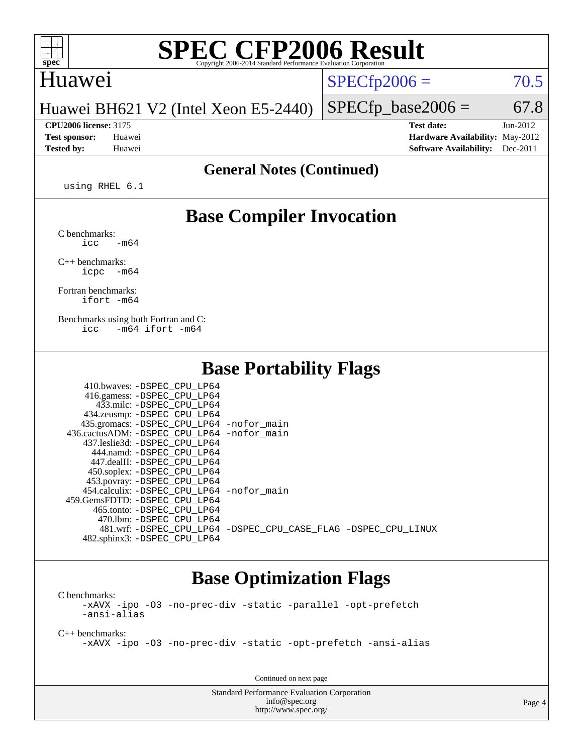# SPEC CFP2006 Result

Copyright 2006-2014 Standard Performance Evaluation Corporation

## Huawei

Huawei BH621 V2 (Intel Xeon E5-2440)

SPECfp2006 = 70.5

SPECfp_base2006 = 67.8

**CPU2006 license:** 3175
**Test sponsor:** Huawei
**Tested by:** Huawei

**Test date:** Jun-2012
**Hardware Availability:** May-2012
**Software Availability:** Dec-2011

### General Notes (Continued)

```
using RHEL 6.1
```

## Base Compiler Invocation

C benchmarks:
```
icc   -m64
```

C++ benchmarks:
```
icpc  -m64
```

Fortran benchmarks:
```
ifort -m64
```

Benchmarks using both Fortran and C:
```
icc   -m64 ifort -m64
```

## Base Portability Flags

| Benchmark | Flags |
|---|---|
| 410.bwaves: | -DSPEC_CPU_LP64 |
| 416.gamess: | -DSPEC_CPU_LP64 |
| 433.milc: | -DSPEC_CPU_LP64 |
| 434.zeusmp: | -DSPEC_CPU_LP64 |
| 435.gromacs: | -DSPEC_CPU_LP64 -nofor_main |
| 436.cactusADM: | -DSPEC_CPU_LP64 -nofor_main |
| 437.leslie3d: | -DSPEC_CPU_LP64 |
| 444.namd: | -DSPEC_CPU_LP64 |
| 447.dealII: | -DSPEC_CPU_LP64 |
| 450.soplex: | -DSPEC_CPU_LP64 |
| 453.povray: | -DSPEC_CPU_LP64 |
| 454.calculix: | -DSPEC_CPU_LP64 -nofor_main |
| 459.GemsFDTD: | -DSPEC_CPU_LP64 |
| 465.tonto: | -DSPEC_CPU_LP64 |
| 470.lbm: | -DSPEC_CPU_LP64 |
| 481.wrf: | -DSPEC_CPU_LP64 -DSPEC_CPU_CASE_FLAG -DSPEC_CPU_LINUX |
| 482.sphinx3: | -DSPEC_CPU_LP64 |

## Base Optimization Flags

C benchmarks:
```
-xAVX -ipo -O3 -no-prec-div -static -parallel -opt-prefetch
-ansi-alias
```

C++ benchmarks:
```
-xAVX -ipo -O3 -no-prec-div -static -opt-prefetch -ansi-alias
```

Continued on next page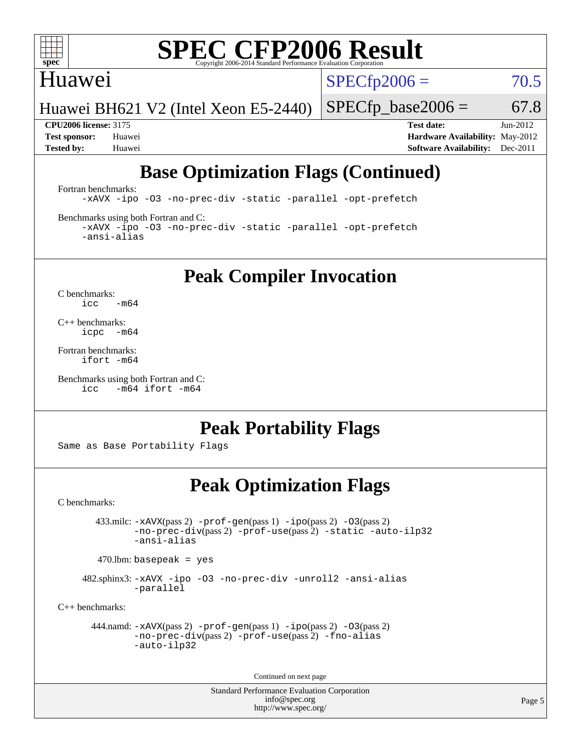# SPEC CFP2006 Result

Copyright 2006-2014 Standard Performance Evaluation Corporation

**Huawei**

Huawei BH621 V2 (Intel Xeon E5-2440)

SPECfp2006 = 70.5

SPECfp_base2006 = 67.8

| | | | |
|---|---|---|---|
| **CPU2006 license:** 3175 | | **Test date:** | Jun-2012 |
| **Test sponsor:** | Huawei | **Hardware Availability:** | May-2012 |
| **Tested by:** | Huawei | **Software Availability:** | Dec-2011 |

## Base Optimization Flags (Continued)

Fortran benchmarks:

```
-xAVX -ipo -O3 -no-prec-div -static -parallel -opt-prefetch
```

Benchmarks using both Fortran and C:

```
-xAVX -ipo -O3 -no-prec-div -static -parallel -opt-prefetch
-ansi-alias
```

## Peak Compiler Invocation

C benchmarks:

```
icc   -m64
```

C++ benchmarks:

```
icpc  -m64
```

Fortran benchmarks:

```
ifort -m64
```

Benchmarks using both Fortran and C:

```
icc   -m64 ifort -m64
```

## Peak Portability Flags

Same as Base Portability Flags

## Peak Optimization Flags

C benchmarks:

433.milc: -xAVX(pass 2) -prof-gen(pass 1) -ipo(pass 2) -O3(pass 2) -no-prec-div(pass 2) -prof-use(pass 2) -static -auto-ilp32 -ansi-alias

470.lbm: basepeak = yes

482.sphinx3: -xAVX -ipo -O3 -no-prec-div -unroll2 -ansi-alias -parallel

C++ benchmarks:

444.namd: -xAVX(pass 2) -prof-gen(pass 1) -ipo(pass 2) -O3(pass 2) -no-prec-div(pass 2) -prof-use(pass 2) -fno-alias -auto-ilp32

Continued on next page

Standard Performance Evaluation Corporation
info@spec.org
http://www.spec.org/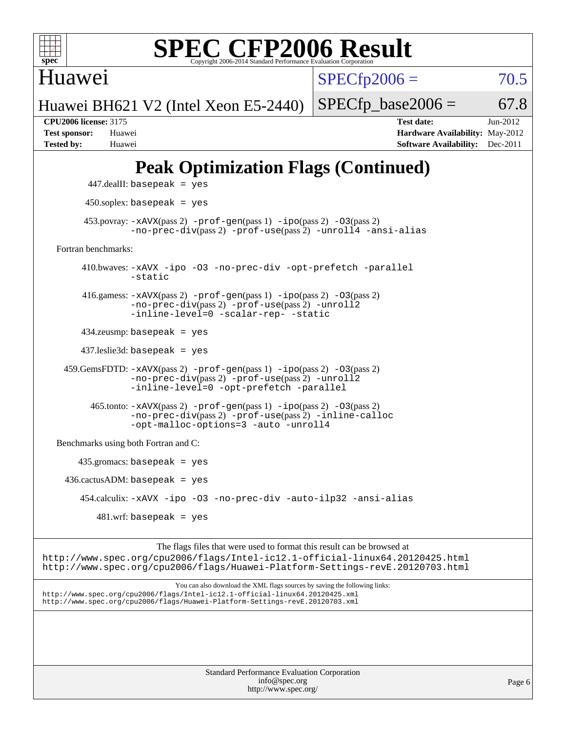# SPEC CFP2006 Result

Copyright 2006-2014 Standard Performance Evaluation Corporation

Huawei

Huawei BH621 V2 (Intel Xeon E5-2440)

SPECfp2006 = 70.5

SPECfp_base2006 = 67.8

**CPU2006 license:** 3175
**Test sponsor:** Huawei
**Tested by:** Huawei

**Test date:** Jun-2012
**Hardware Availability:** May-2012
**Software Availability:** Dec-2011

## Peak Optimization Flags (Continued)

447.dealII: `basepeak = yes`

450.soplex: `basepeak = yes`

453.povray: `-xAVX`(pass 2) `-prof-gen`(pass 1) `-ipo`(pass 2) `-O3`(pass 2) `-no-prec-div`(pass 2) `-prof-use`(pass 2) `-unroll4 -ansi-alias`

Fortran benchmarks:

410.bwaves: `-xAVX -ipo -O3 -no-prec-div -opt-prefetch -parallel -static`

416.gamess: `-xAVX`(pass 2) `-prof-gen`(pass 1) `-ipo`(pass 2) `-O3`(pass 2) `-no-prec-div`(pass 2) `-prof-use`(pass 2) `-unroll2 -inline-level=0 -scalar-rep- -static`

434.zeusmp: `basepeak = yes`

437.leslie3d: `basepeak = yes`

459.GemsFDTD: `-xAVX`(pass 2) `-prof-gen`(pass 1) `-ipo`(pass 2) `-O3`(pass 2) `-no-prec-div`(pass 2) `-prof-use`(pass 2) `-unroll2 -inline-level=0 -opt-prefetch -parallel`

465.tonto: `-xAVX`(pass 2) `-prof-gen`(pass 1) `-ipo`(pass 2) `-O3`(pass 2) `-no-prec-div`(pass 2) `-prof-use`(pass 2) `-inline-calloc -opt-malloc-options=3 -auto -unroll4`

Benchmarks using both Fortran and C:

435.gromacs: `basepeak = yes`

436.cactusADM: `basepeak = yes`

454.calculix: `-xAVX -ipo -O3 -no-prec-div -auto-ilp32 -ansi-alias`

481.wrf: `basepeak = yes`

The flags files that were used to format this result can be browsed at
http://www.spec.org/cpu2006/flags/Intel-ic12.1-official-linux64.20120425.html
http://www.spec.org/cpu2006/flags/Huawei-Platform-Settings-revE.20120703.html

You can also download the XML flags sources by saving the following links:
http://www.spec.org/cpu2006/flags/Intel-ic12.1-official-linux64.20120425.xml
http://www.spec.org/cpu2006/flags/Huawei-Platform-Settings-revE.20120703.xml

Standard Performance Evaluation Corporation
info@spec.org
http://www.spec.org/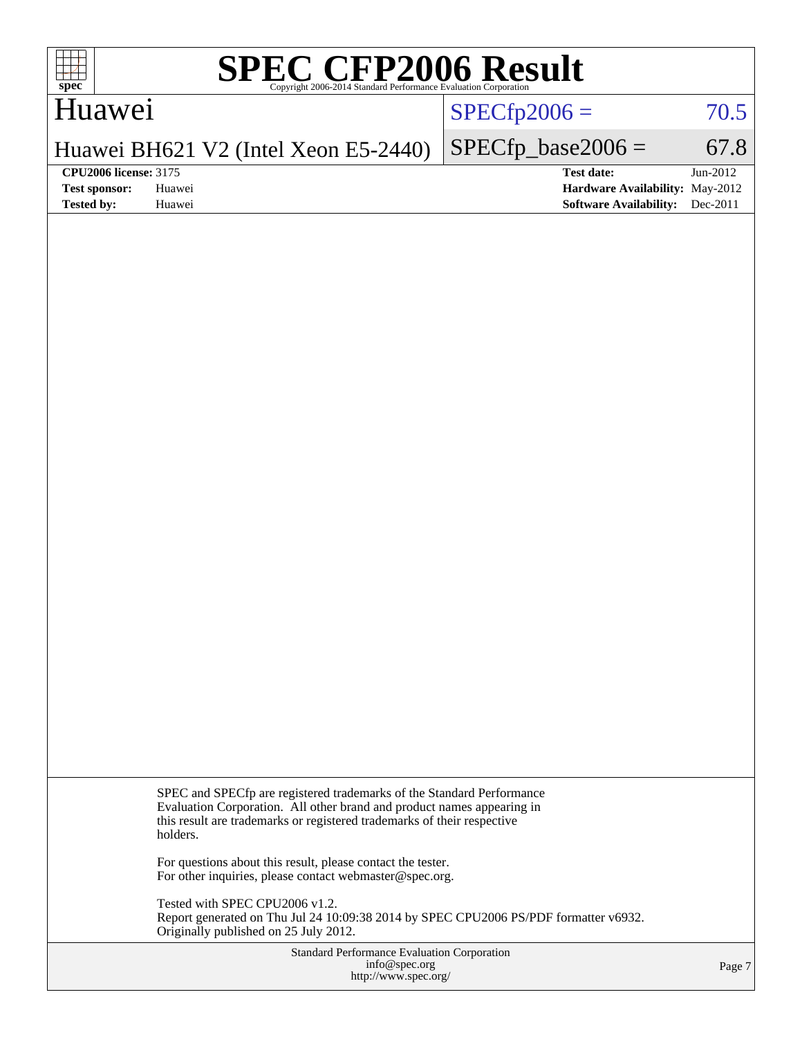# SPEC CFP2006 Result

Copyright 2006-2014 Standard Performance Evaluation Corporation

## Huawei

Huawei BH621 V2 (Intel Xeon E5-2440)

SPECfp2006 = 70.5

SPECfp_base2006 = 67.8

**CPU2006 license:** 3175
**Test sponsor:** Huawei
**Tested by:** Huawei

**Test date:** Jun-2012
**Hardware Availability:** May-2012
**Software Availability:** Dec-2011

SPEC and SPECfp are registered trademarks of the Standard Performance Evaluation Corporation. All other brand and product names appearing in this result are trademarks or registered trademarks of their respective holders.

For questions about this result, please contact the tester.
For other inquiries, please contact webmaster@spec.org.

Tested with SPEC CPU2006 v1.2.
Report generated on Thu Jul 24 10:09:38 2014 by SPEC CPU2006 PS/PDF formatter v6932.
Originally published on 25 July 2012.

Standard Performance Evaluation Corporation
info@spec.org
http://www.spec.org/